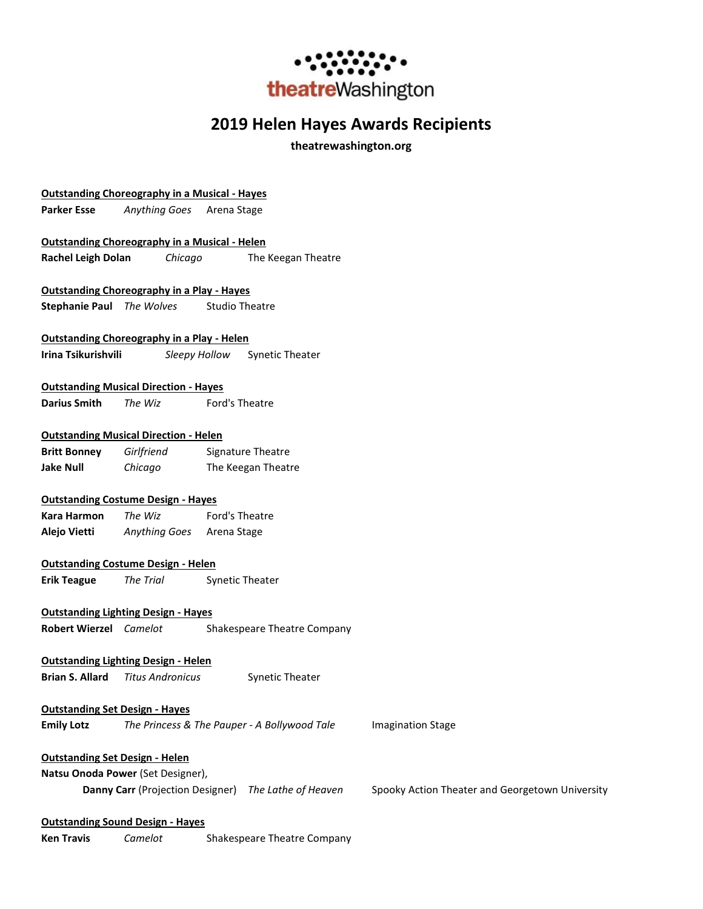theatreWashington

# 2019 Helen Hayes Awards Recipients

**theatrewashington.org**

**Outstanding Choreography in a Musical - Hayes**

**Parker Esse** *Anything Goes* Arena Stage

**Outstanding Choreography in a Musical - Helen**

**Rachel Leigh Dolan** *Chicago* The Keegan Theatre

**Outstanding Choreography in a Play - Hayes**

**Stephanie Paul** *The Wolves* Studio Theatre

**Outstanding Choreography in a Play - Helen**

**Irina Tsikurishvili** *Sleepy Hollow* Synetic Theater

**Outstanding Musical Direction - Hayes**

**Darius Smith** *The Wiz* Ford's Theatre

**Outstanding Musical Direction - Helen**

**Britt Bonney** *Girlfriend* Signature Theatre

**Jake Null** *Chicago* The Keegan Theatre

**Outstanding Costume Design - Hayes**

**Kara Harmon** *The Wiz* Ford's Theatre

**Alejo Vietti** *Anything Goes* Arena Stage

**Outstanding Costume Design - Helen**

**Erik Teague** *The Trial* Synetic Theater

**Outstanding Lighting Design - Hayes**

**Robert Wierzel** *Camelot* Shakespeare Theatre Company

**Outstanding Lighting Design - Helen**

**Brian S. Allard** *Titus Andronicus* Synetic Theater

**Outstanding Set Design - Hayes**

**Emily Lotz** *The Princess & The Pauper - A Bollywood Tale* Imagination Stage

**Outstanding Set Design - Helen**

**Natsu Onoda Power** (Set Designer),
**Danny Carr** (Projection Designer) *The Lathe of Heaven* Spooky Action Theater and Georgetown University

**Outstanding Sound Design - Hayes**

**Ken Travis** *Camelot* Shakespeare Theatre Company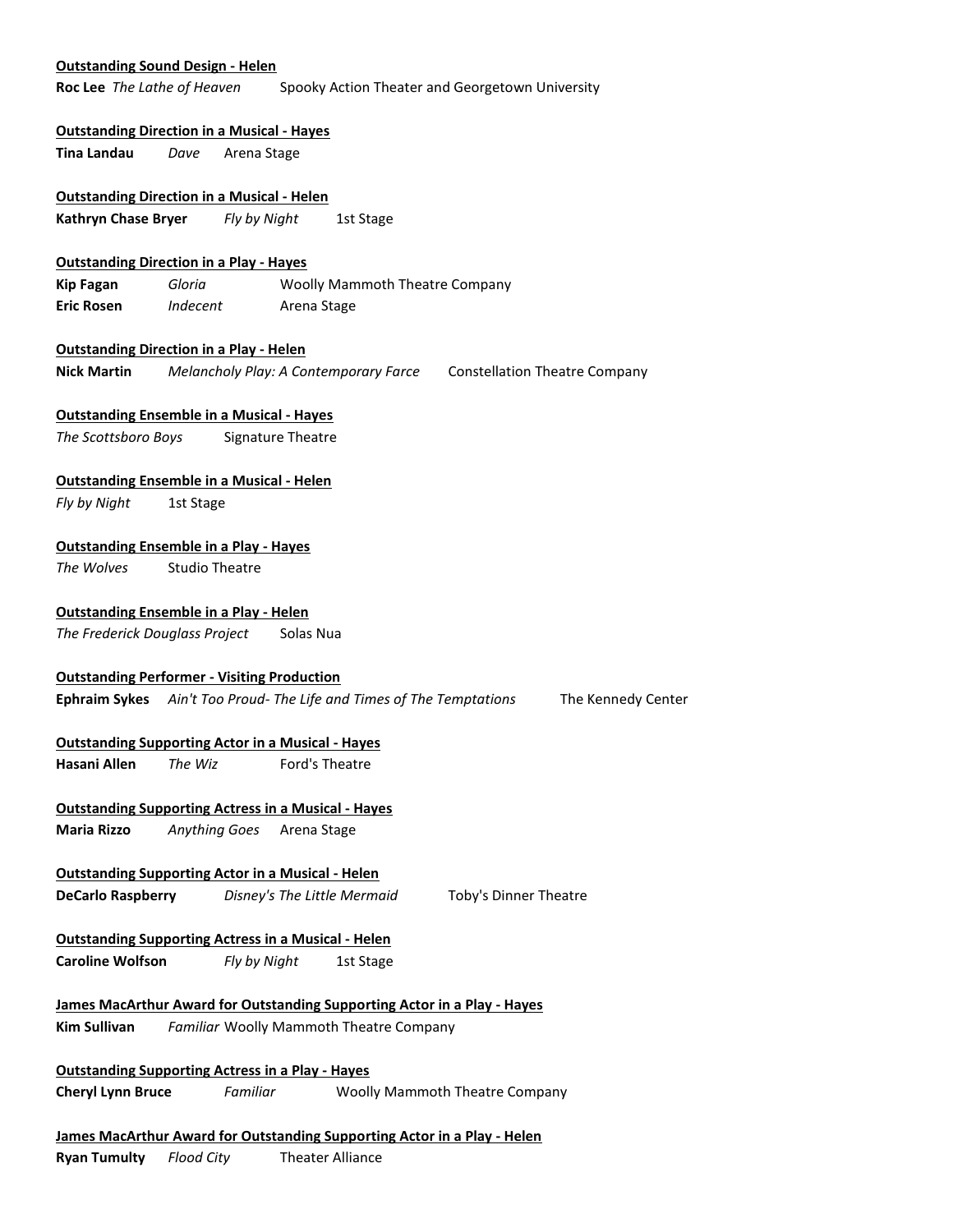**Outstanding Sound Design - Helen**

**Roc Lee** *The Lathe of Heaven* Spooky Action Theater and Georgetown University

**Outstanding Direction in a Musical - Hayes**

**Tina Landau** *Dave* Arena Stage

**Outstanding Direction in a Musical - Helen**

**Kathryn Chase Bryer** *Fly by Night* 1st Stage

**Outstanding Direction in a Play - Hayes**

**Kip Fagan** *Gloria* Woolly Mammoth Theatre Company
**Eric Rosen** *Indecent* Arena Stage

**Outstanding Direction in a Play - Helen**

**Nick Martin** *Melancholy Play: A Contemporary Farce* Constellation Theatre Company

**Outstanding Ensemble in a Musical - Hayes**

*The Scottsboro Boys* Signature Theatre

**Outstanding Ensemble in a Musical - Helen**

*Fly by Night* 1st Stage

**Outstanding Ensemble in a Play - Hayes**

*The Wolves* Studio Theatre

**Outstanding Ensemble in a Play - Helen**

*The Frederick Douglass Project* Solas Nua

**Outstanding Performer - Visiting Production**

**Ephraim Sykes** *Ain't Too Proud- The Life and Times of The Temptations* The Kennedy Center

**Outstanding Supporting Actor in a Musical - Hayes**

**Hasani Allen** *The Wiz* Ford's Theatre

**Outstanding Supporting Actress in a Musical - Hayes**

**Maria Rizzo** *Anything Goes* Arena Stage

**Outstanding Supporting Actor in a Musical - Helen**

**DeCarlo Raspberry** *Disney's The Little Mermaid* Toby's Dinner Theatre

**Outstanding Supporting Actress in a Musical - Helen**

**Caroline Wolfson** *Fly by Night* 1st Stage

**James MacArthur Award for Outstanding Supporting Actor in a Play - Hayes**

**Kim Sullivan** *Familiar* Woolly Mammoth Theatre Company

**Outstanding Supporting Actress in a Play - Hayes**

**Cheryl Lynn Bruce** *Familiar* Woolly Mammoth Theatre Company

**James MacArthur Award for Outstanding Supporting Actor in a Play - Helen**

**Ryan Tumulty** *Flood City* Theater Alliance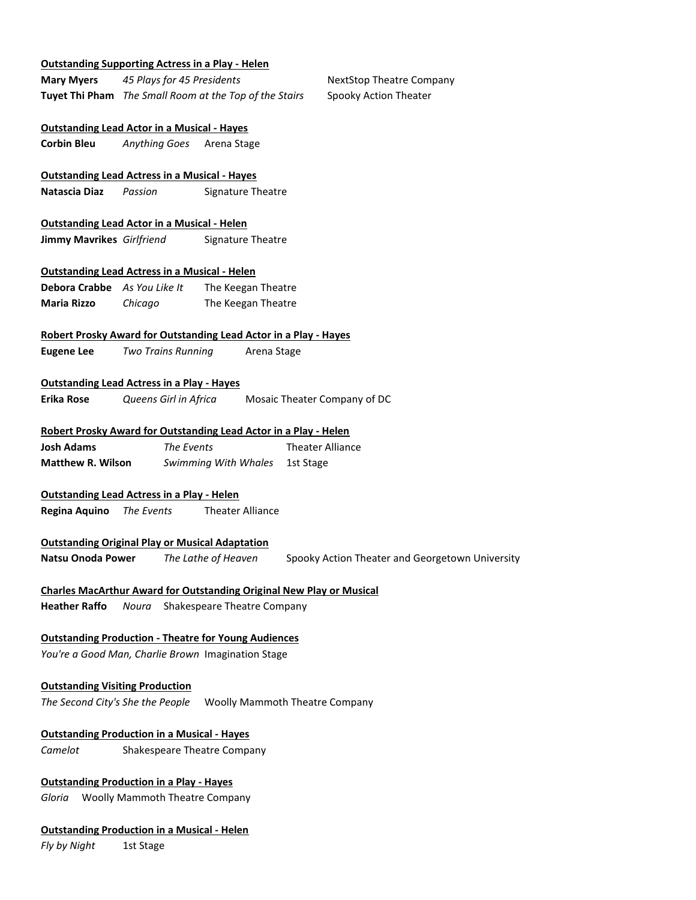**Outstanding Supporting Actress in a Play - Helen**

**Mary Myers** *45 Plays for 45 Presidents* NextStop Theatre Company
**Tuyet Thi Pham** *The Small Room at the Top of the Stairs* Spooky Action Theater

**Outstanding Lead Actor in a Musical - Hayes**

**Corbin Bleu** *Anything Goes* Arena Stage

**Outstanding Lead Actress in a Musical - Hayes**

**Natascia Diaz** *Passion* Signature Theatre

**Outstanding Lead Actor in a Musical - Helen**

**Jimmy Mavrikes** *Girlfriend* Signature Theatre

**Outstanding Lead Actress in a Musical - Helen**

**Debora Crabbe** *As You Like It* The Keegan Theatre
**Maria Rizzo** *Chicago* The Keegan Theatre

**Robert Prosky Award for Outstanding Lead Actor in a Play - Hayes**

**Eugene Lee** *Two Trains Running* Arena Stage

**Outstanding Lead Actress in a Play - Hayes**

**Erika Rose** *Queens Girl in Africa* Mosaic Theater Company of DC

**Robert Prosky Award for Outstanding Lead Actor in a Play - Helen**

**Josh Adams** *The Events* Theater Alliance
**Matthew R. Wilson** *Swimming With Whales* 1st Stage

**Outstanding Lead Actress in a Play - Helen**

**Regina Aquino** *The Events* Theater Alliance

**Outstanding Original Play or Musical Adaptation**

**Natsu Onoda Power** *The Lathe of Heaven* Spooky Action Theater and Georgetown University

**Charles MacArthur Award for Outstanding Original New Play or Musical**

**Heather Raffo** *Noura* Shakespeare Theatre Company

**Outstanding Production - Theatre for Young Audiences**

*You're a Good Man, Charlie Brown* Imagination Stage

**Outstanding Visiting Production**

*The Second City's She the People* Woolly Mammoth Theatre Company

**Outstanding Production in a Musical - Hayes**

*Camelot* Shakespeare Theatre Company

**Outstanding Production in a Play - Hayes**

*Gloria* Woolly Mammoth Theatre Company

**Outstanding Production in a Musical - Helen**

*Fly by Night* 1st Stage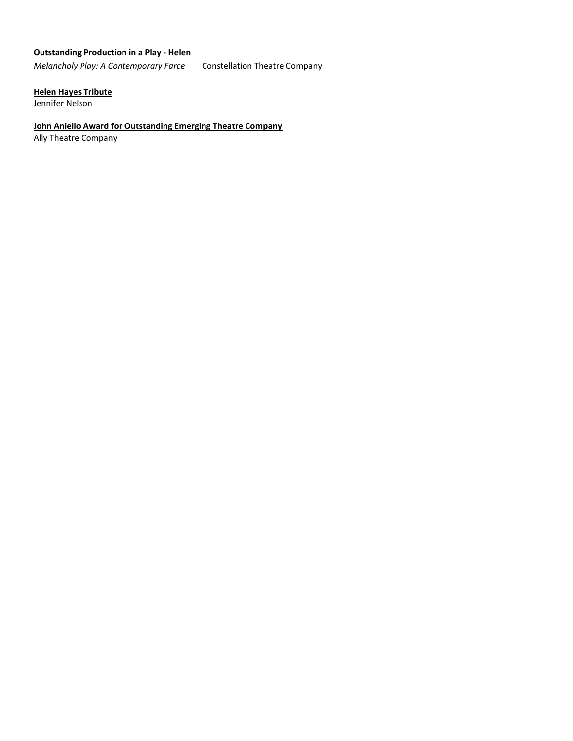**Outstanding Production in a Play - Helen**

*Melancholy Play: A Contemporary Farce* Constellation Theatre Company

**Helen Hayes Tribute**

Jennifer Nelson

**John Aniello Award for Outstanding Emerging Theatre Company**

Ally Theatre Company